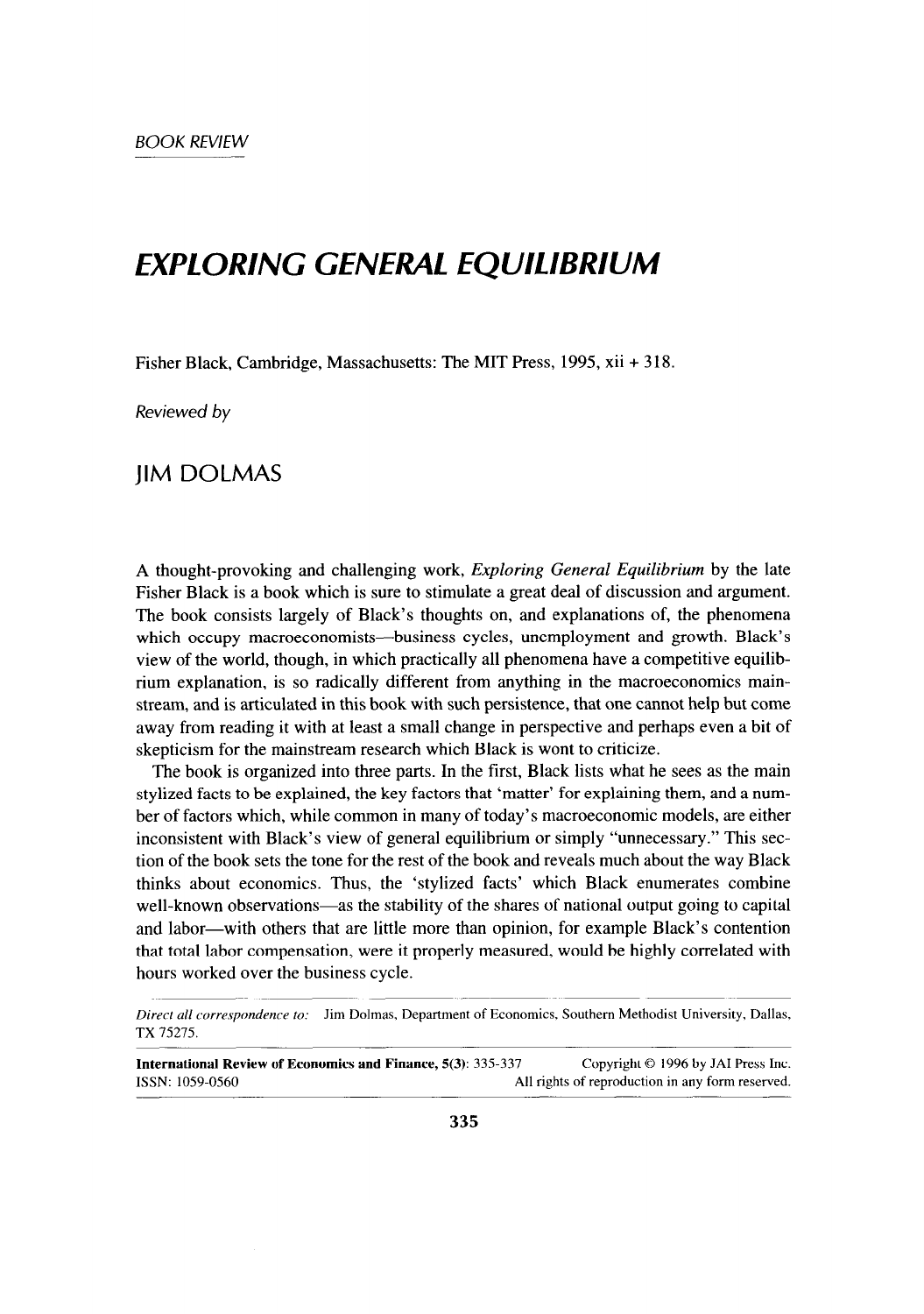BOOK REVIEW

# EXPLORING GENERAL EQUILIBRIUM

Fisher Black, Cambridge, Massachusetts: The MIT Press, 1995, xii + 318.

*Reviewed by*

## JIM DOLMAS

A thought-provoking and challenging work, *Exploring General Equilibrium* by the late Fisher Black is a book which is sure to stimulate a great deal of discussion and argument. The book consists largely of Black's thoughts on, and explanations of, the phenomena which occupy macroeconomists—business cycles, unemployment and growth. Black's view of the world, though, in which practically all phenomena have a competitive equilibrium explanation, is so radically different from anything in the macroeconomics mainstream, and is articulated in this book with such persistence, that one cannot help but come away from reading it with at least a small change in perspective and perhaps even a bit of skepticism for the mainstream research which Black is wont to criticize.

The book is organized into three parts. In the first, Black lists what he sees as the main stylized facts to be explained, the key factors that 'matter' for explaining them, and a number of factors which, while common in many of today's macroeconomic models, are either inconsistent with Black's view of general equilibrium or simply "unnecessary." This section of the book sets the tone for the rest of the book and reveals much about the way Black thinks about economics. Thus, the 'stylized facts' which Black enumerates combine well-known observations—as the stability of the shares of national output going to capital and labor—with others that are little more than opinion, for example Black's contention that total labor compensation, were it properly measured, would be highly correlated with hours worked over the business cycle.

*Direct all correspondence to:* Jim Dolmas, Department of Economics, Southern Methodist University, Dallas, TX 75275.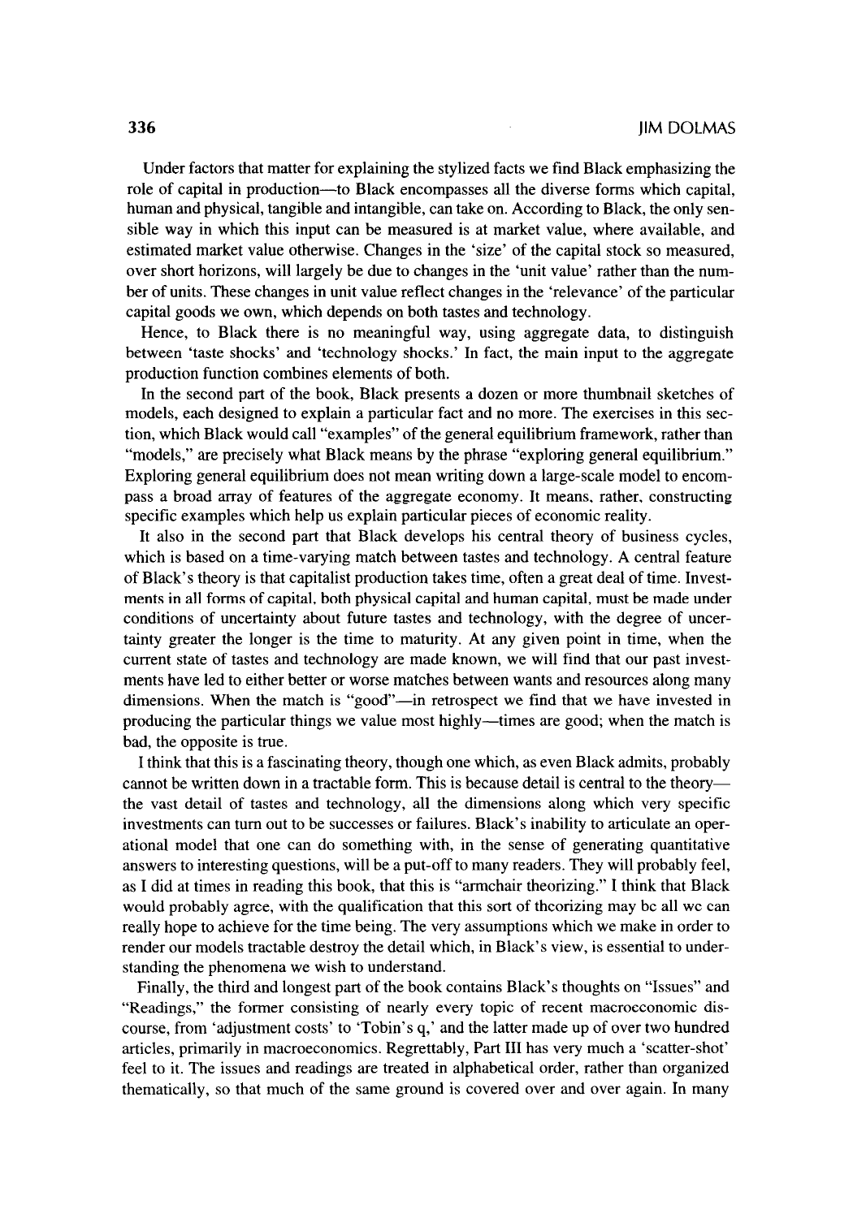Under factors that matter for explaining the stylized facts we find Black emphasizing the role of capital in production—to Black encompasses all the diverse forms which capital, human and physical, tangible and intangible, can take on. According to Black, the only sensible way in which this input can be measured is at market value, where available, and estimated market value otherwise. Changes in the 'size' of the capital stock so measured, over short horizons, will largely be due to changes in the 'unit value' rather than the number of units. These changes in unit value reflect changes in the 'relevance' of the particular capital goods we own, which depends on both tastes and technology.

Hence, to Black there is no meaningful way, using aggregate data, to distinguish between 'taste shocks' and 'technology shocks.' In fact, the main input to the aggregate production function combines elements of both.

In the second part of the book, Black presents a dozen or more thumbnail sketches of models, each designed to explain a particular fact and no more. The exercises in this section, which Black would call "examples" of the general equilibrium framework, rather than "models," are precisely what Black means by the phrase "exploring general equilibrium." Exploring general equilibrium does not mean writing down a large-scale model to encompass a broad array of features of the aggregate economy. It means, rather, constructing specific examples which help us explain particular pieces of economic reality.

It also in the second part that Black develops his central theory of business cycles, which is based on a time-varying match between tastes and technology. A central feature of Black's theory is that capitalist production takes time, often a great deal of time. Investments in all forms of capital, both physical capital and human capital, must be made under conditions of uncertainty about future tastes and technology, with the degree of uncertainty greater the longer is the time to maturity. At any given point in time, when the current state of tastes and technology are made known, we will find that our past investments have led to either better or worse matches between wants and resources along many dimensions. When the match is "good"—in retrospect we find that we have invested in producing the particular things we value most highly—times are good; when the match is bad, the opposite is true.

I think that this is a fascinating theory, though one which, as even Black admits, probably cannot be written down in a tractable form. This is because detail is central to the theory—the vast detail of tastes and technology, all the dimensions along which very specific investments can turn out to be successes or failures. Black's inability to articulate an operational model that one can do something with, in the sense of generating quantitative answers to interesting questions, will be a put-off to many readers. They will probably feel, as I did at times in reading this book, that this is "armchair theorizing." I think that Black would probably agree, with the qualification that this sort of theorizing may be all we can really hope to achieve for the time being. The very assumptions which we make in order to render our models tractable destroy the detail which, in Black's view, is essential to understanding the phenomena we wish to understand.

Finally, the third and longest part of the book contains Black's thoughts on "Issues" and "Readings," the former consisting of nearly every topic of recent macroeconomic discourse, from 'adjustment costs' to 'Tobin's q,' and the latter made up of over two hundred articles, primarily in macroeconomics. Regrettably, Part III has very much a 'scatter-shot' feel to it. The issues and readings are treated in alphabetical order, rather than organized thematically, so that much of the same ground is covered over and over again. In many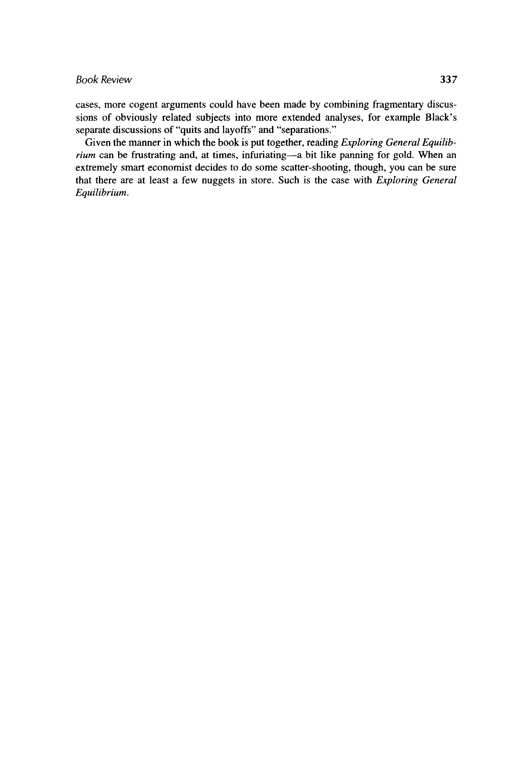cases, more cogent arguments could have been made by combining fragmentary discussions of obviously related subjects into more extended analyses, for example Black's separate discussions of "quits and layoffs" and "separations."

Given the manner in which the book is put together, reading *Exploring General Equilibrium* can be frustrating and, at times, infuriating—a bit like panning for gold. When an extremely smart economist decides to do some scatter-shooting, though, you can be sure that there are at least a few nuggets in store. Such is the case with *Exploring General Equilibrium*.